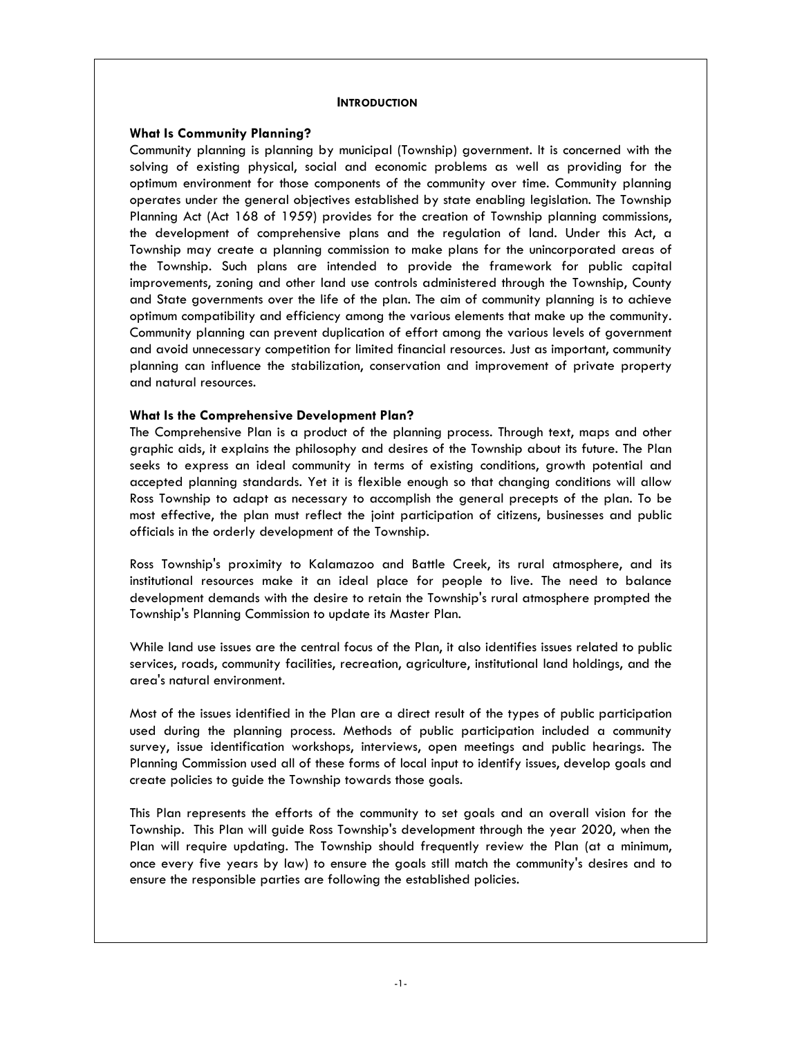# INTRODUCTION

### What Is Community Planning?

Community planning is planning by municipal (Township) government. It is concerned with the solving of existing physical, social and economic problems as well as providing for the optimum environment for those components of the community over time. Community planning operates under the general objectives established by state enabling legislation. The Township Planning Act (Act 168 of 1959) provides for the creation of Township planning commissions, the development of comprehensive plans and the regulation of land. Under this Act, a Township may create a planning commission to make plans for the unincorporated areas of the Township. Such plans are intended to provide the framework for public capital improvements, zoning and other land use controls administered through the Township, County and State governments over the life of the plan. The aim of community planning is to achieve optimum compatibility and efficiency among the various elements that make up the community. Community planning can prevent duplication of effort among the various levels of government and avoid unnecessary competition for limited financial resources. Just as important, community planning can influence the stabilization, conservation and improvement of private property and natural resources.

### What Is the Comprehensive Development Plan?

The Comprehensive Plan is a product of the planning process. Through text, maps and other graphic aids, it explains the philosophy and desires of the Township about its future. The Plan seeks to express an ideal community in terms of existing conditions, growth potential and accepted planning standards. Yet it is flexible enough so that changing conditions will allow Ross Township to adapt as necessary to accomplish the general precepts of the plan. To be most effective, the plan must reflect the joint participation of citizens, businesses and public officials in the orderly development of the Township.

Ross Township's proximity to Kalamazoo and Battle Creek, its rural atmosphere, and its institutional resources make it an ideal place for people to live. The need to balance development demands with the desire to retain the Township's rural atmosphere prompted the Township's Planning Commission to update its Master Plan.

While land use issues are the central focus of the Plan, it also identifies issues related to public services, roads, community facilities, recreation, agriculture, institutional land holdings, and the area's natural environment.

Most of the issues identified in the Plan are a direct result of the types of public participation used during the planning process. Methods of public participation included a community survey, issue identification workshops, interviews, open meetings and public hearings. The Planning Commission used all of these forms of local input to identify issues, develop goals and create policies to guide the Township towards those goals.

This Plan represents the efforts of the community to set goals and an overall vision for the Township. This Plan will guide Ross Township's development through the year 2020, when the Plan will require updating. The Township should frequently review the Plan (at a minimum, once every five years by law) to ensure the goals still match the community's desires and to ensure the responsible parties are following the established policies.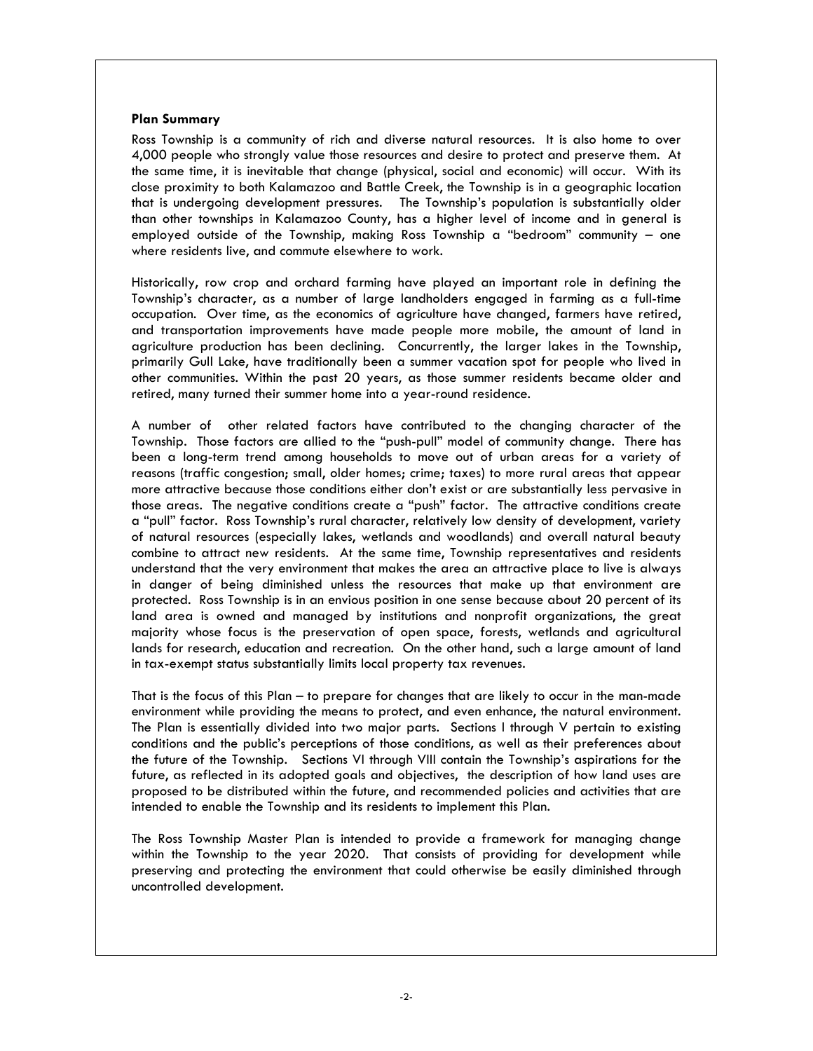**Plan Summary**

Ross Township is a community of rich and diverse natural resources. It is also home to over 4,000 people who strongly value those resources and desire to protect and preserve them. At the same time, it is inevitable that change (physical, social and economic) will occur. With its close proximity to both Kalamazoo and Battle Creek, the Township is in a geographic location that is undergoing development pressures. The Township's population is substantially older than other townships in Kalamazoo County, has a higher level of income and in general is employed outside of the Township, making Ross Township a "bedroom" community – one where residents live, and commute elsewhere to work.

Historically, row crop and orchard farming have played an important role in defining the Township's character, as a number of large landholders engaged in farming as a full-time occupation. Over time, as the economics of agriculture have changed, farmers have retired, and transportation improvements have made people more mobile, the amount of land in agriculture production has been declining. Concurrently, the larger lakes in the Township, primarily Gull Lake, have traditionally been a summer vacation spot for people who lived in other communities. Within the past 20 years, as those summer residents became older and retired, many turned their summer home into a year-round residence.

A number of other related factors have contributed to the changing character of the Township. Those factors are allied to the "push-pull" model of community change. There has been a long-term trend among households to move out of urban areas for a variety of reasons (traffic congestion; small, older homes; crime; taxes) to more rural areas that appear more attractive because those conditions either don't exist or are substantially less pervasive in those areas. The negative conditions create a "push" factor. The attractive conditions create a "pull" factor. Ross Township's rural character, relatively low density of development, variety of natural resources (especially lakes, wetlands and woodlands) and overall natural beauty combine to attract new residents. At the same time, Township representatives and residents understand that the very environment that makes the area an attractive place to live is always in danger of being diminished unless the resources that make up that environment are protected. Ross Township is in an envious position in one sense because about 20 percent of its land area is owned and managed by institutions and nonprofit organizations, the great majority whose focus is the preservation of open space, forests, wetlands and agricultural lands for research, education and recreation. On the other hand, such a large amount of land in tax-exempt status substantially limits local property tax revenues.

That is the focus of this Plan – to prepare for changes that are likely to occur in the man-made environment while providing the means to protect, and even enhance, the natural environment. The Plan is essentially divided into two major parts. Sections I through V pertain to existing conditions and the public's perceptions of those conditions, as well as their preferences about the future of the Township. Sections VI through VIII contain the Township's aspirations for the future, as reflected in its adopted goals and objectives, the description of how land uses are proposed to be distributed within the future, and recommended policies and activities that are intended to enable the Township and its residents to implement this Plan.

The Ross Township Master Plan is intended to provide a framework for managing change within the Township to the year 2020. That consists of providing for development while preserving and protecting the environment that could otherwise be easily diminished through uncontrolled development.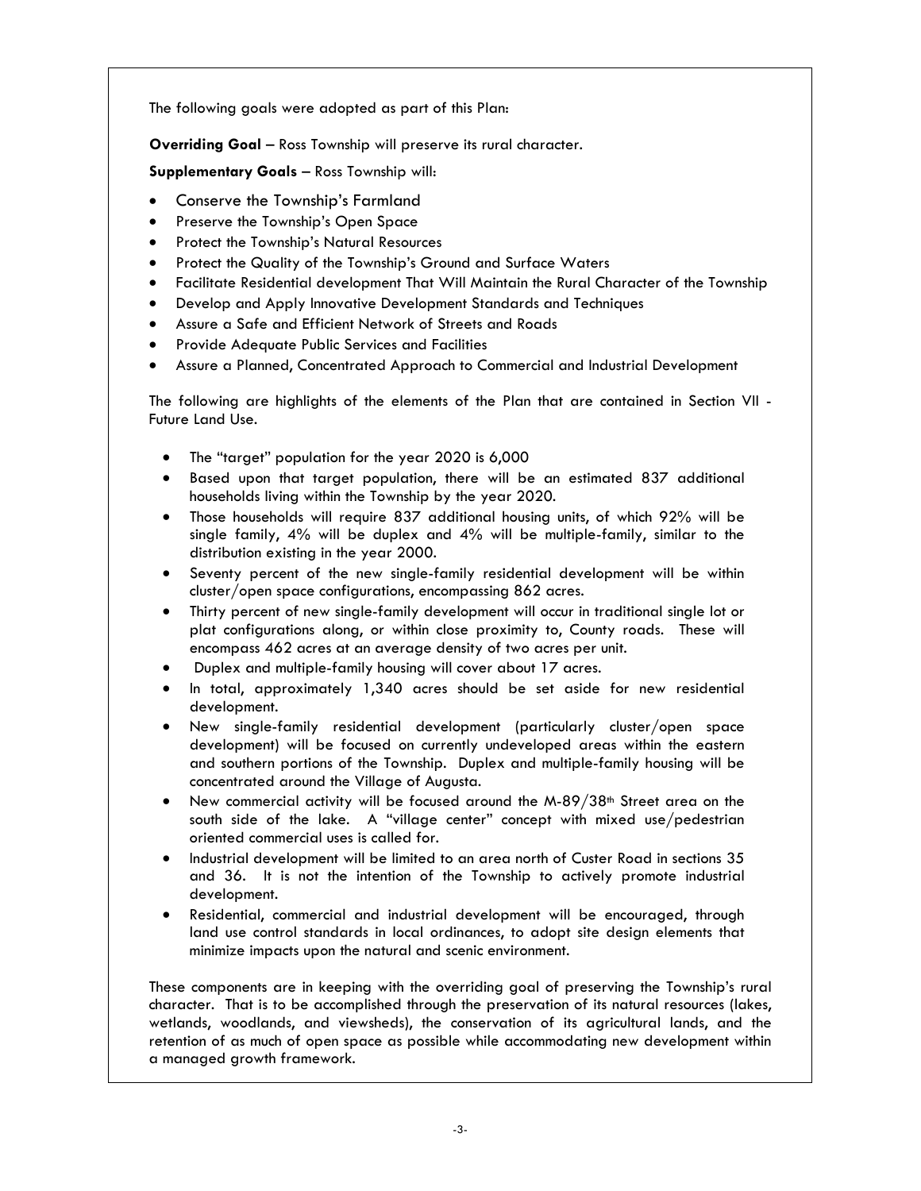The following goals were adopted as part of this Plan:

**Overriding Goal** – Ross Township will preserve its rural character.

**Supplementary Goals** – Ross Township will:

- Conserve the Township's Farmland
- Preserve the Township's Open Space
- Protect the Township's Natural Resources
- Protect the Quality of the Township's Ground and Surface Waters
- Facilitate Residential development That Will Maintain the Rural Character of the Township
- Develop and Apply Innovative Development Standards and Techniques
- Assure a Safe and Efficient Network of Streets and Roads
- Provide Adequate Public Services and Facilities
- Assure a Planned, Concentrated Approach to Commercial and Industrial Development

The following are highlights of the elements of the Plan that are contained in Section VII - Future Land Use.

- The "target" population for the year 2020 is 6,000
- Based upon that target population, there will be an estimated 837 additional households living within the Township by the year 2020.
- Those households will require 837 additional housing units, of which 92% will be single family, 4% will be duplex and 4% will be multiple-family, similar to the distribution existing in the year 2000.
- Seventy percent of the new single-family residential development will be within cluster/open space configurations, encompassing 862 acres.
- Thirty percent of new single-family development will occur in traditional single lot or plat configurations along, or within close proximity to, County roads. These will encompass 462 acres at an average density of two acres per unit.
- Duplex and multiple-family housing will cover about 17 acres.
- In total, approximately 1,340 acres should be set aside for new residential development.
- New single-family residential development (particularly cluster/open space development) will be focused on currently undeveloped areas within the eastern and southern portions of the Township. Duplex and multiple-family housing will be concentrated around the Village of Augusta.
- New commercial activity will be focused around the M-89/38th Street area on the south side of the lake. A "village center" concept with mixed use/pedestrian oriented commercial uses is called for.
- Industrial development will be limited to an area north of Custer Road in sections 35 and 36. It is not the intention of the Township to actively promote industrial development.
- Residential, commercial and industrial development will be encouraged, through land use control standards in local ordinances, to adopt site design elements that minimize impacts upon the natural and scenic environment.

These components are in keeping with the overriding goal of preserving the Township's rural character. That is to be accomplished through the preservation of its natural resources (lakes, wetlands, woodlands, and viewsheds), the conservation of its agricultural lands, and the retention of as much of open space as possible while accommodating new development within a managed growth framework.